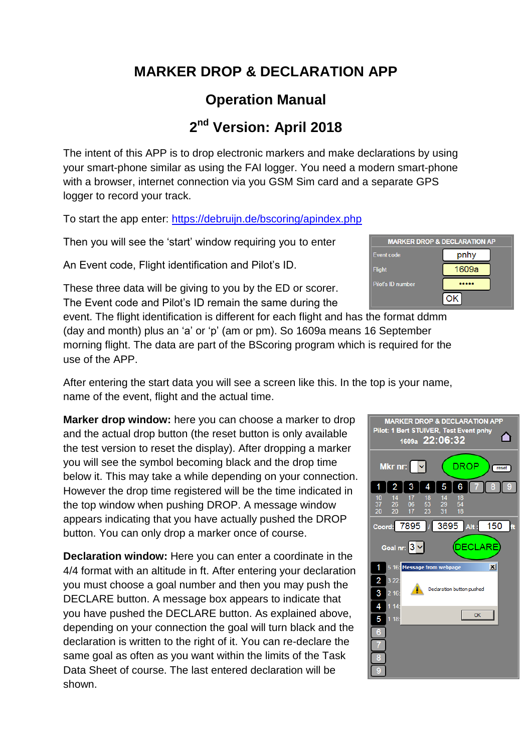# MARKER DROP & DECLARATION APP

## Operation Manual

## 2nd Version: April 2018

The intent of this APP is to drop electronic markers and make declarations by using your smart-phone similar as using the FAI logger. You need a modern smart-phone with a browser, internet connection via you GSM Sim card and a separate GPS logger to record your track.

To start the app enter: [https://debruijn.de/bscoring/apindex.php](https://debruijn.de/bscoring/apindex.php)

Then you will see the 'start' window requiring you to enter

An Event code, Flight identification and Pilot's ID.

These three data will be giving to you by the ED or scorer. The Event code and Pilot's ID remain the same during the event. The flight identification is different for each flight and has the format ddmm (day and month) plus an 'a' or 'p' (am or pm). So 1609a means 16 September morning flight. The data are part of the BScoring program which is required for the use of the APP.

After entering the start data you will see a screen like this. In the top is your name, name of the event, flight and the actual time.

**Marker drop window:** here you can choose a marker to drop and the actual drop button (the reset button is only available the test version to reset the display). After dropping a marker you will see the symbol becoming black and the drop time below it. This may take a while depending on your connection. However the drop time registered will be the time indicated in the top window when pushing DROP. A message window appears indicating that you have actually pushed the DROP button. You can only drop a marker once of course.

**Declaration window:** Here you can enter a coordinate in the 4/4 format with an altitude in ft. After entering your declaration you must choose a goal number and then you may push the DECLARE button. A message box appears to indicate that you have pushed the DECLARE button. As explained above, depending on your connection the goal will turn black and the declaration is written to the right of it. You can re-declare the same goal as often as you want within the limits of the Task Data Sheet of course. The last entered declaration will be shown.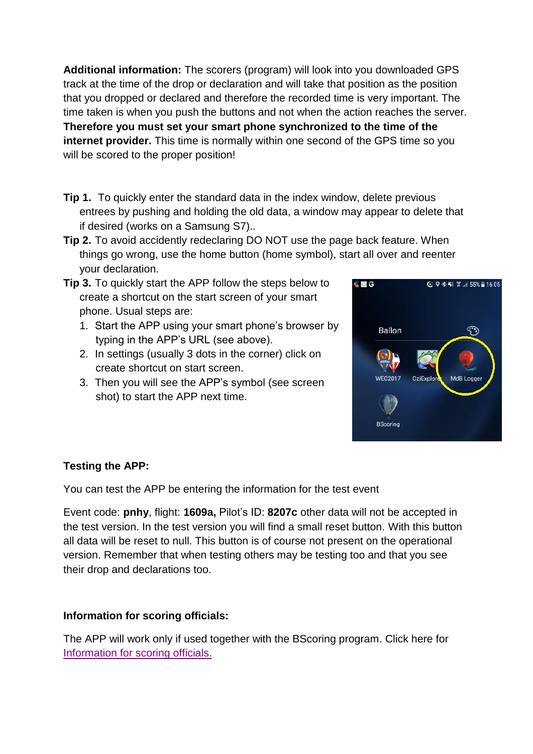**Additional information:** The scorers (program) will look into you downloaded GPS track at the time of the drop or declaration and will take that position as the position that you dropped or declared and therefore the recorded time is very important. The time taken is when you push the buttons and not when the action reaches the server. **Therefore you must set your smart phone synchronized to the time of the internet provider.** This time is normally within one second of the GPS time so you will be scored to the proper position!

**Tip 1.** To quickly enter the standard data in the index window, delete previous entrees by pushing and holding the old data, a window may appear to delete that if desired (works on a Samsung S7)..

**Tip 2.** To avoid accidently redeclaring DO NOT use the page back feature. When things go wrong, use the home button (home symbol), start all over and reenter your declaration.

**Tip 3.** To quickly start the APP follow the steps below to create a shortcut on the start screen of your smart phone. Usual steps are:

1. Start the APP using your smart phone's browser by typing in the APP's URL (see above).
2. In settings (usually 3 dots in the corner) click on create shortcut on start screen.
3. Then you will see the APP's symbol (see screen shot) to start the APP next time.

**Testing the APP:**

You can test the APP be entering the information for the test event

Event code: **pnhy**, flight: **1609a,** Pilot's ID: **8207c** other data will not be accepted in the test version. In the test version you will find a small reset button. With this button all data will be reset to null. This button is of course not present on the operational version. Remember that when testing others may be testing too and that you see their drop and declarations too.

**Information for scoring officials:**

The APP will work only if used together with the BScoring program. Click here for [Information for scoring officials.]()